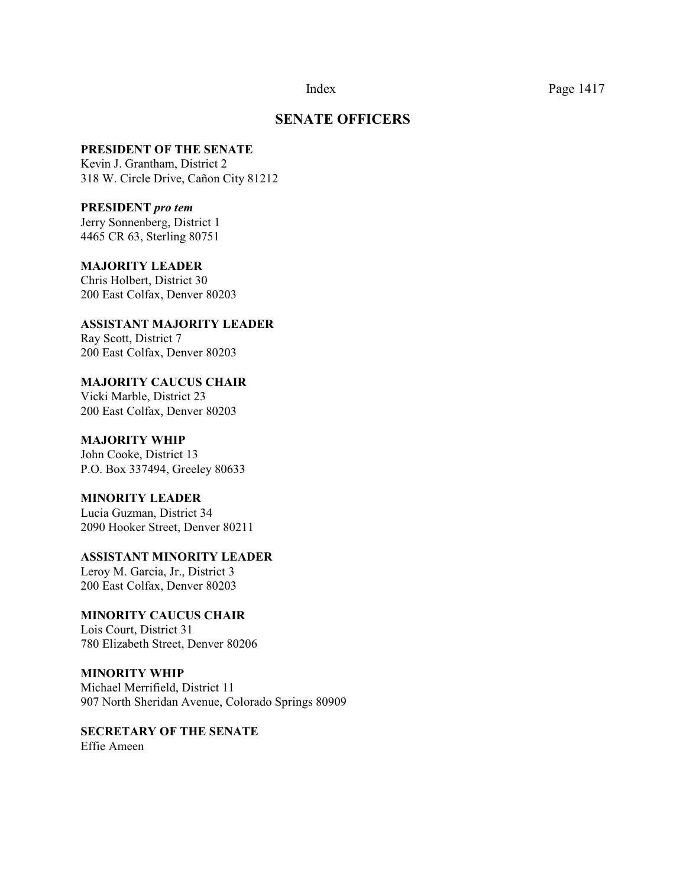## SENATE OFFICERS

**PRESIDENT OF THE SENATE**
Kevin J. Grantham, District 2
318 W. Circle Drive, Cañon City 81212

**PRESIDENT *pro tem***
Jerry Sonnenberg, District 1
4465 CR 63, Sterling 80751

**MAJORITY LEADER**
Chris Holbert, District 30
200 East Colfax, Denver 80203

**ASSISTANT MAJORITY LEADER**
Ray Scott, District 7
200 East Colfax, Denver 80203

**MAJORITY CAUCUS CHAIR**
Vicki Marble, District 23
200 East Colfax, Denver 80203

**MAJORITY WHIP**
John Cooke, District 13
P.O. Box 337494, Greeley 80633

**MINORITY LEADER**
Lucia Guzman, District 34
2090 Hooker Street, Denver 80211

**ASSISTANT MINORITY LEADER**
Leroy M. Garcia, Jr., District 3
200 East Colfax, Denver 80203

**MINORITY CAUCUS CHAIR**
Lois Court, District 31
780 Elizabeth Street, Denver 80206

**MINORITY WHIP**
Michael Merrifield, District 11
907 North Sheridan Avenue, Colorado Springs 80909

**SECRETARY OF THE SENATE**
Effie Ameen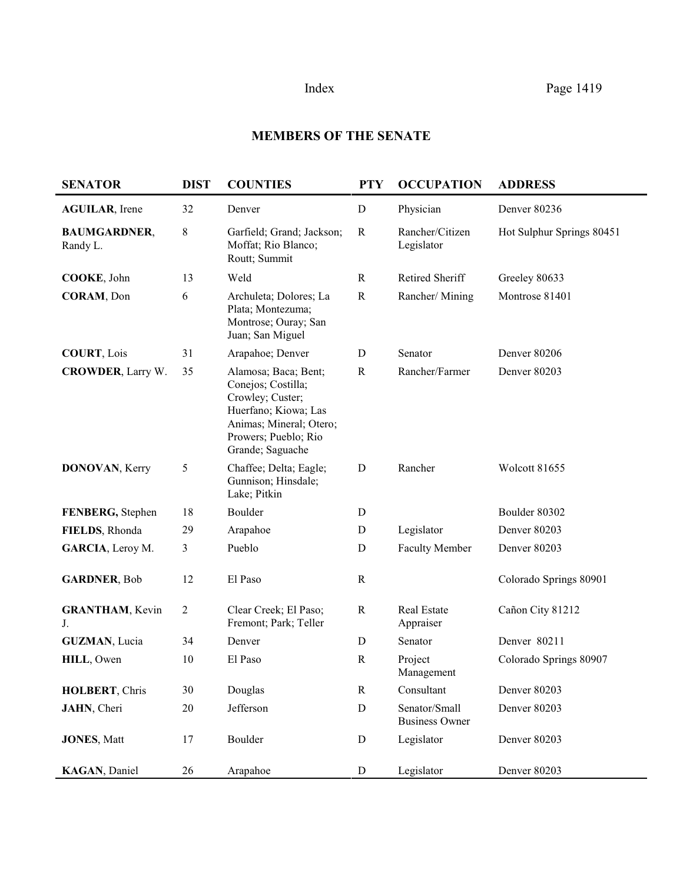## MEMBERS OF THE SENATE

| SENATOR | DIST | COUNTIES | PTY | OCCUPATION | ADDRESS |
|---|---|---|---|---|---|
| **AGUILAR**, Irene | 32 | Denver | D | Physician | Denver 80236 |
| **BAUMGARDNER**, Randy L. | 8 | Garfield; Grand; Jackson; Moffat; Rio Blanco; Routt; Summit | R | Rancher/Citizen Legislator | Hot Sulphur Springs 80451 |
| **COOKE**, John | 13 | Weld | R | Retired Sheriff | Greeley 80633 |
| **CORAM**, Don | 6 | Archuleta; Dolores; La Plata; Montezuma; Montrose; Ouray; San Juan; San Miguel | R | Rancher/ Mining | Montrose 81401 |
| **COURT**, Lois | 31 | Arapahoe; Denver | D | Senator | Denver 80206 |
| **CROWDER**, Larry W. | 35 | Alamosa; Baca; Bent; Conejos; Costilla; Crowley; Custer; Huerfano; Kiowa; Las Animas; Mineral; Otero; Prowers; Pueblo; Rio Grande; Saguache | R | Rancher/Farmer | Denver 80203 |
| **DONOVAN**, Kerry | 5 | Chaffee; Delta; Eagle; Gunnison; Hinsdale; Lake; Pitkin | D | Rancher | Wolcott 81655 |
| **FENBERG,** Stephen | 18 | Boulder | D | | Boulder 80302 |
| **FIELDS**, Rhonda | 29 | Arapahoe | D | Legislator | Denver 80203 |
| **GARCIA**, Leroy M. | 3 | Pueblo | D | Faculty Member | Denver 80203 |
| **GARDNER**, Bob | 12 | El Paso | R | | Colorado Springs 80901 |
| **GRANTHAM**, Kevin J. | 2 | Clear Creek; El Paso; Fremont; Park; Teller | R | Real Estate Appraiser | Cañon City 81212 |
| **GUZMAN**, Lucia | 34 | Denver | D | Senator | Denver 80211 |
| **HILL**, Owen | 10 | El Paso | R | Project Management | Colorado Springs 80907 |
| **HOLBERT**, Chris | 30 | Douglas | R | Consultant | Denver 80203 |
| **JAHN**, Cheri | 20 | Jefferson | D | Senator/Small Business Owner | Denver 80203 |
| **JONES**, Matt | 17 | Boulder | D | Legislator | Denver 80203 |
| **KAGAN**, Daniel | 26 | Arapahoe | D | Legislator | Denver 80203 |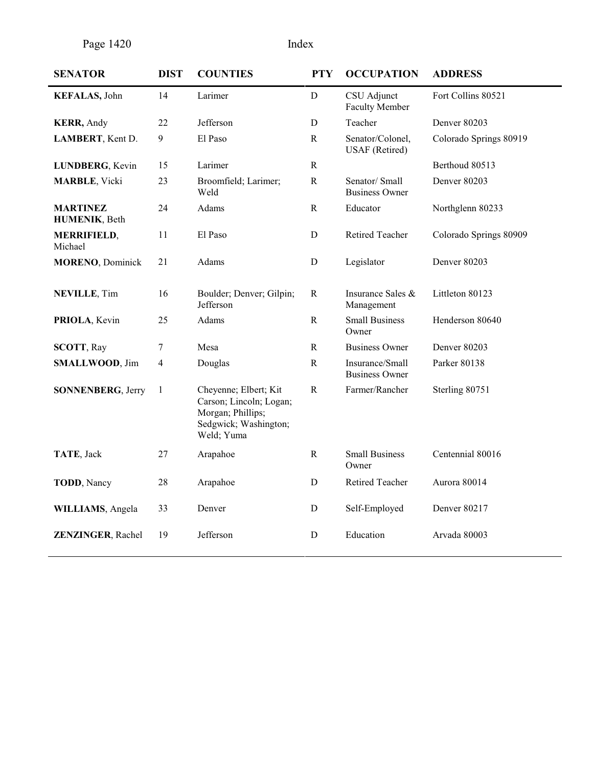| SENATOR | DIST | COUNTIES | PTY | OCCUPATION | ADDRESS |
|---|---|---|---|---|---|
| **KEFALAS,** John | 14 | Larimer | D | CSU Adjunct Faculty Member | Fort Collins 80521 |
| **KERR,** Andy | 22 | Jefferson | D | Teacher | Denver 80203 |
| **LAMBERT**, Kent D. | 9 | El Paso | R | Senator/Colonel, USAF (Retired) | Colorado Springs 80919 |
| **LUNDBERG**, Kevin | 15 | Larimer | R | | Berthoud 80513 |
| **MARBLE**, Vicki | 23 | Broomfield; Larimer; Weld | R | Senator/ Small Business Owner | Denver 80203 |
| **MARTINEZ HUMENIK**, Beth | 24 | Adams | R | Educator | Northglenn 80233 |
| **MERRIFIELD**, Michael | 11 | El Paso | D | Retired Teacher | Colorado Springs 80909 |
| **MORENO**, Dominick | 21 | Adams | D | Legislator | Denver 80203 |
| **NEVILLE**, Tim | 16 | Boulder; Denver; Gilpin; Jefferson | R | Insurance Sales & Management | Littleton 80123 |
| **PRIOLA**, Kevin | 25 | Adams | R | Small Business Owner | Henderson 80640 |
| **SCOTT**, Ray | 7 | Mesa | R | Business Owner | Denver 80203 |
| **SMALLWOOD**, Jim | 4 | Douglas | R | Insurance/Small Business Owner | Parker 80138 |
| **SONNENBERG**, Jerry | 1 | Cheyenne; Elbert; Kit Carson; Lincoln; Logan; Morgan; Phillips; Sedgwick; Washington; Weld; Yuma | R | Farmer/Rancher | Sterling 80751 |
| **TATE**, Jack | 27 | Arapahoe | R | Small Business Owner | Centennial 80016 |
| **TODD**, Nancy | 28 | Arapahoe | D | Retired Teacher | Aurora 80014 |
| **WILLIAMS**, Angela | 33 | Denver | D | Self-Employed | Denver 80217 |
| **ZENZINGER**, Rachel | 19 | Jefferson | D | Education | Arvada 80003 |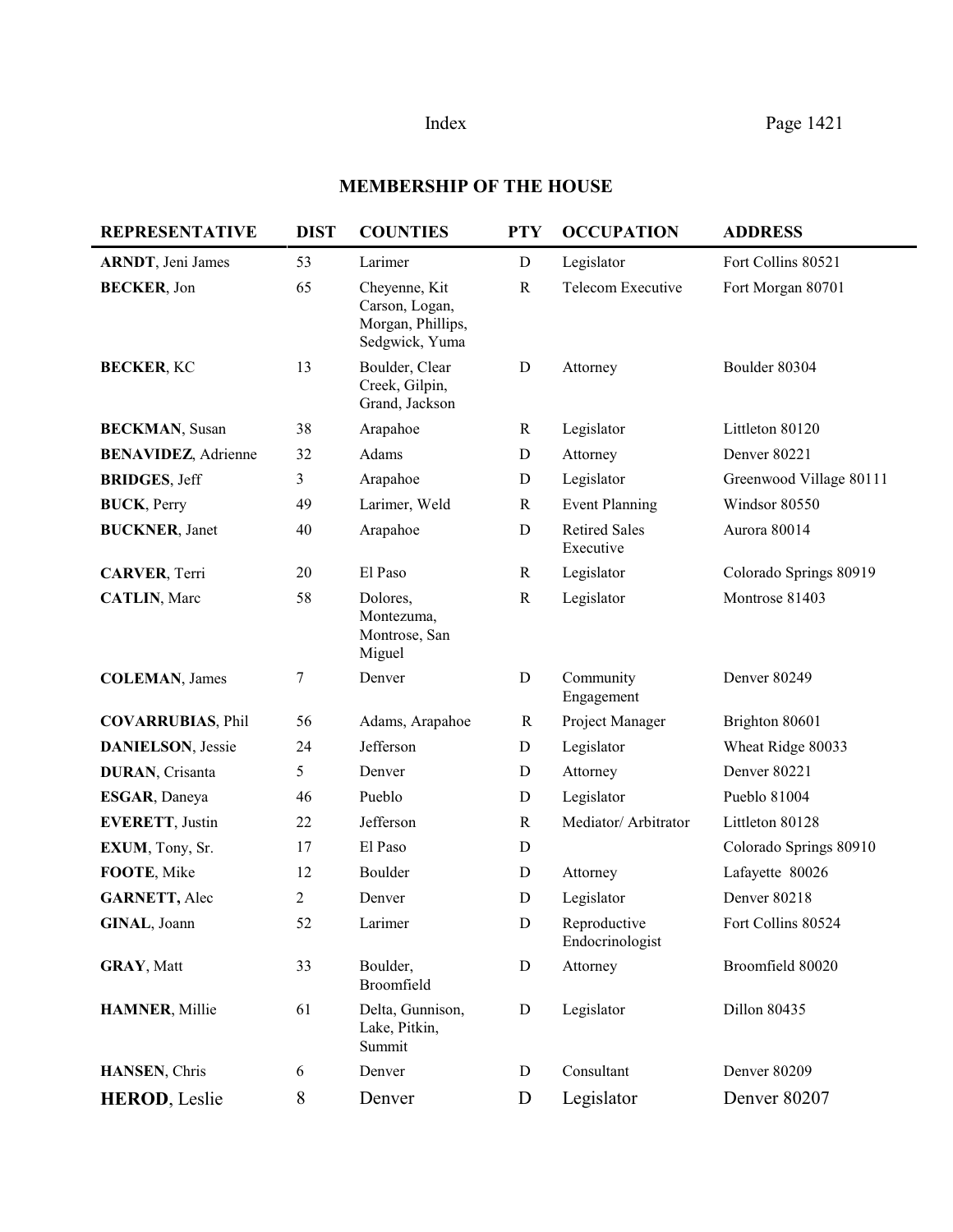## MEMBERSHIP OF THE HOUSE

| REPRESENTATIVE | DIST | COUNTIES | PTY | OCCUPATION | ADDRESS |
|---|---|---|---|---|---|
| **ARNDT**, Jeni James | 53 | Larimer | D | Legislator | Fort Collins 80521 |
| **BECKER**, Jon | 65 | Cheyenne, Kit Carson, Logan, Morgan, Phillips, Sedgwick, Yuma | R | Telecom Executive | Fort Morgan 80701 |
| **BECKER**, KC | 13 | Boulder, Clear Creek, Gilpin, Grand, Jackson | D | Attorney | Boulder 80304 |
| **BECKMAN**, Susan | 38 | Arapahoe | R | Legislator | Littleton 80120 |
| **BENAVIDEZ**, Adrienne | 32 | Adams | D | Attorney | Denver 80221 |
| **BRIDGES**, Jeff | 3 | Arapahoe | D | Legislator | Greenwood Village 80111 |
| **BUCK**, Perry | 49 | Larimer, Weld | R | Event Planning | Windsor 80550 |
| **BUCKNER**, Janet | 40 | Arapahoe | D | Retired Sales Executive | Aurora 80014 |
| **CARVER**, Terri | 20 | El Paso | R | Legislator | Colorado Springs 80919 |
| **CATLIN**, Marc | 58 | Dolores, Montezuma, Montrose, San Miguel | R | Legislator | Montrose 81403 |
| **COLEMAN**, James | 7 | Denver | D | Community Engagement | Denver 80249 |
| **COVARRUBIAS**, Phil | 56 | Adams, Arapahoe | R | Project Manager | Brighton 80601 |
| **DANIELSON**, Jessie | 24 | Jefferson | D | Legislator | Wheat Ridge 80033 |
| **DURAN**, Crisanta | 5 | Denver | D | Attorney | Denver 80221 |
| **ESGAR**, Daneya | 46 | Pueblo | D | Legislator | Pueblo 81004 |
| **EVERETT**, Justin | 22 | Jefferson | R | Mediator/ Arbitrator | Littleton 80128 |
| **EXUM**, Tony, Sr. | 17 | El Paso | D | | Colorado Springs 80910 |
| **FOOTE**, Mike | 12 | Boulder | D | Attorney | Lafayette 80026 |
| **GARNETT,** Alec | 2 | Denver | D | Legislator | Denver 80218 |
| **GINAL**, Joann | 52 | Larimer | D | Reproductive Endocrinologist | Fort Collins 80524 |
| **GRAY**, Matt | 33 | Boulder, Broomfield | D | Attorney | Broomfield 80020 |
| **HAMNER**, Millie | 61 | Delta, Gunnison, Lake, Pitkin, Summit | D | Legislator | Dillon 80435 |
| **HANSEN**, Chris | 6 | Denver | D | Consultant | Denver 80209 |
| **HEROD**, Leslie | 8 | Denver | D | Legislator | Denver 80207 |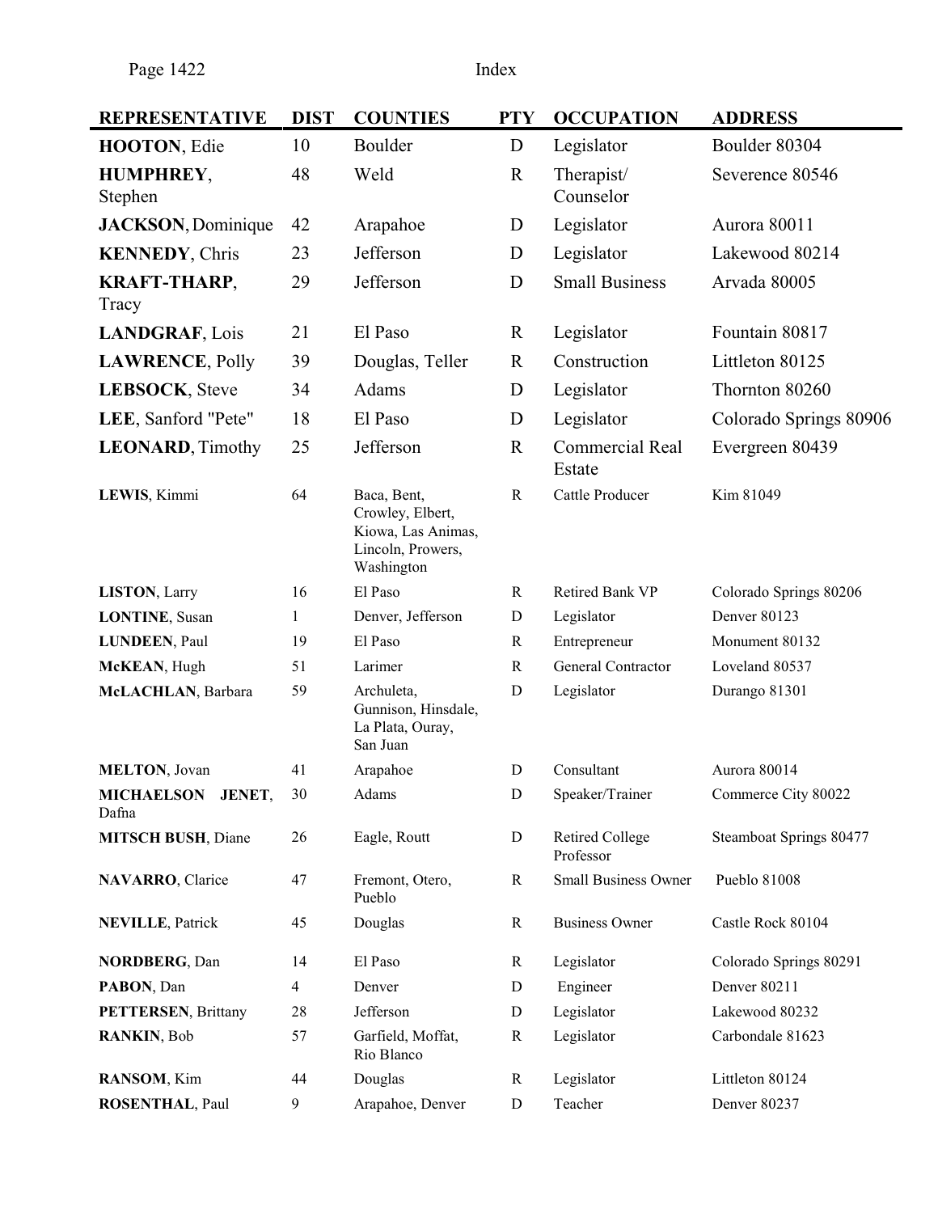| REPRESENTATIVE | DIST | COUNTIES | PTY | OCCUPATION | ADDRESS |
|---|---|---|---|---|---|
| **HOOTON**, Edie | 10 | Boulder | D | Legislator | Boulder 80304 |
| **HUMPHREY**, Stephen | 48 | Weld | R | Therapist/ Counselor | Severence 80546 |
| **JACKSON**, Dominique | 42 | Arapahoe | D | Legislator | Aurora 80011 |
| **KENNEDY**, Chris | 23 | Jefferson | D | Legislator | Lakewood 80214 |
| **KRAFT-THARP**, Tracy | 29 | Jefferson | D | Small Business | Arvada 80005 |
| **LANDGRAF**, Lois | 21 | El Paso | R | Legislator | Fountain 80817 |
| **LAWRENCE**, Polly | 39 | Douglas, Teller | R | Construction | Littleton 80125 |
| **LEBSOCK**, Steve | 34 | Adams | D | Legislator | Thornton 80260 |
| **LEE**, Sanford "Pete" | 18 | El Paso | D | Legislator | Colorado Springs 80906 |
| **LEONARD**, Timothy | 25 | Jefferson | R | Commercial Real Estate | Evergreen 80439 |
| **LEWIS**, Kimmi | 64 | Baca, Bent, Crowley, Elbert, Kiowa, Las Animas, Lincoln, Prowers, Washington | R | Cattle Producer | Kim 81049 |
| **LISTON**, Larry | 16 | El Paso | R | Retired Bank VP | Colorado Springs 80206 |
| **LONTINE**, Susan | 1 | Denver, Jefferson | D | Legislator | Denver 80123 |
| **LUNDEEN**, Paul | 19 | El Paso | R | Entrepreneur | Monument 80132 |
| **McKEAN**, Hugh | 51 | Larimer | R | General Contractor | Loveland 80537 |
| **McLACHLAN**, Barbara | 59 | Archuleta, Gunnison, Hinsdale, La Plata, Ouray, San Juan | D | Legislator | Durango 81301 |
| **MELTON**, Jovan | 41 | Arapahoe | D | Consultant | Aurora 80014 |
| **MICHAELSON JENET**, Dafna | 30 | Adams | D | Speaker/Trainer | Commerce City 80022 |
| **MITSCH BUSH**, Diane | 26 | Eagle, Routt | D | Retired College Professor | Steamboat Springs 80477 |
| **NAVARRO**, Clarice | 47 | Fremont, Otero, Pueblo | R | Small Business Owner | Pueblo 81008 |
| **NEVILLE**, Patrick | 45 | Douglas | R | Business Owner | Castle Rock 80104 |
| **NORDBERG**, Dan | 14 | El Paso | R | Legislator | Colorado Springs 80291 |
| **PABON**, Dan | 4 | Denver | D | Engineer | Denver 80211 |
| **PETTERSEN**, Brittany | 28 | Jefferson | D | Legislator | Lakewood 80232 |
| **RANKIN**, Bob | 57 | Garfield, Moffat, Rio Blanco | R | Legislator | Carbondale 81623 |
| **RANSOM**, Kim | 44 | Douglas | R | Legislator | Littleton 80124 |
| **ROSENTHAL**, Paul | 9 | Arapahoe, Denver | D | Teacher | Denver 80237 |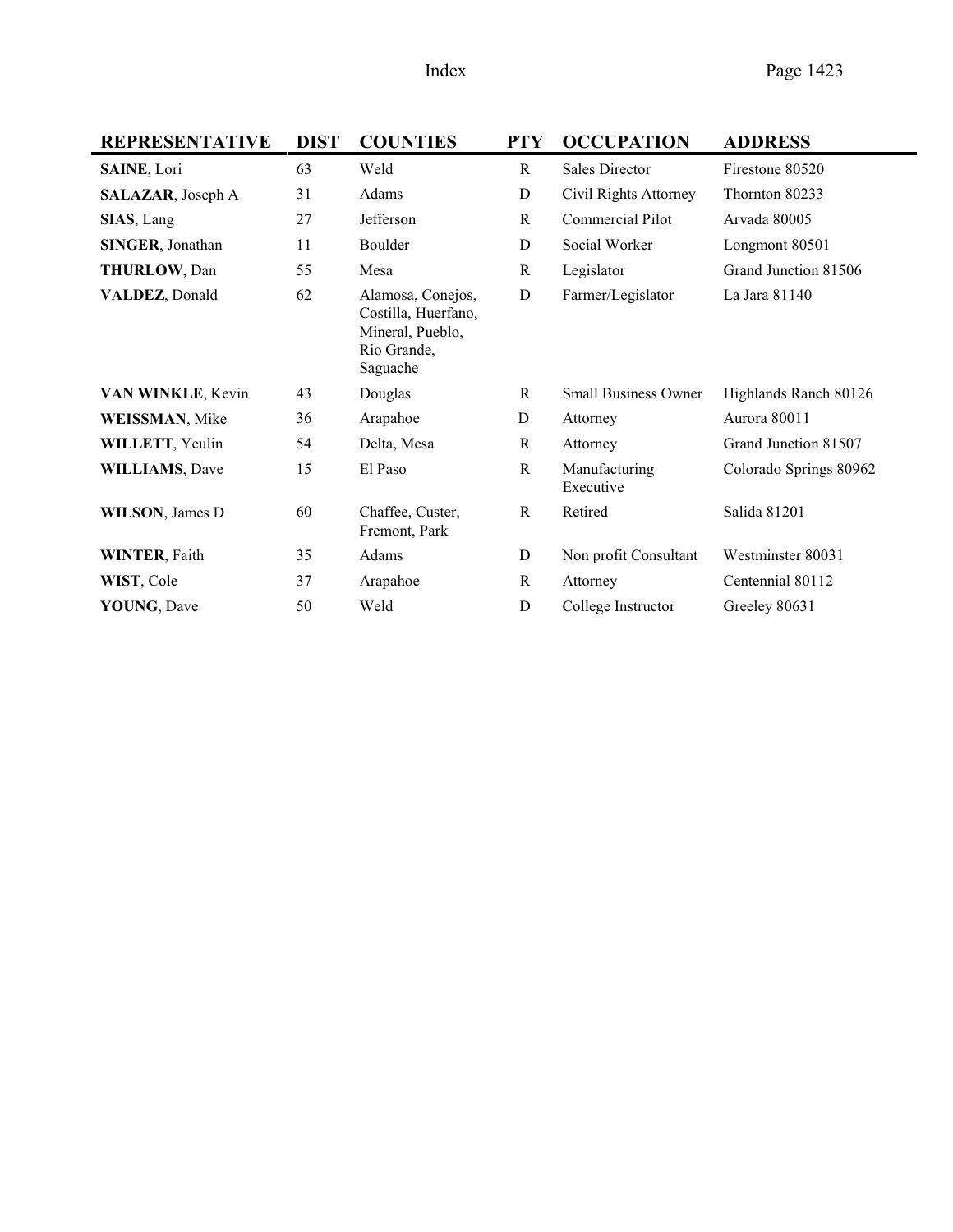| REPRESENTATIVE | DIST | COUNTIES | PTY | OCCUPATION | ADDRESS |
|---|---|---|---|---|---|
| **SAINE**, Lori | 63 | Weld | R | Sales Director | Firestone 80520 |
| **SALAZAR**, Joseph A | 31 | Adams | D | Civil Rights Attorney | Thornton 80233 |
| **SIAS**, Lang | 27 | Jefferson | R | Commercial Pilot | Arvada 80005 |
| **SINGER**, Jonathan | 11 | Boulder | D | Social Worker | Longmont 80501 |
| **THURLOW**, Dan | 55 | Mesa | R | Legislator | Grand Junction 81506 |
| **VALDEZ**, Donald | 62 | Alamosa, Conejos, Costilla, Huerfano, Mineral, Pueblo, Rio Grande, Saguache | D | Farmer/Legislator | La Jara 81140 |
| **VAN WINKLE**, Kevin | 43 | Douglas | R | Small Business Owner | Highlands Ranch 80126 |
| **WEISSMAN**, Mike | 36 | Arapahoe | D | Attorney | Aurora 80011 |
| **WILLETT**, Yeulin | 54 | Delta, Mesa | R | Attorney | Grand Junction 81507 |
| **WILLIAMS**, Dave | 15 | El Paso | R | Manufacturing Executive | Colorado Springs 80962 |
| **WILSON**, James D | 60 | Chaffee, Custer, Fremont, Park | R | Retired | Salida 81201 |
| **WINTER**, Faith | 35 | Adams | D | Non profit Consultant | Westminster 80031 |
| **WIST**, Cole | 37 | Arapahoe | R | Attorney | Centennial 80112 |
| **YOUNG**, Dave | 50 | Weld | D | College Instructor | Greeley 80631 |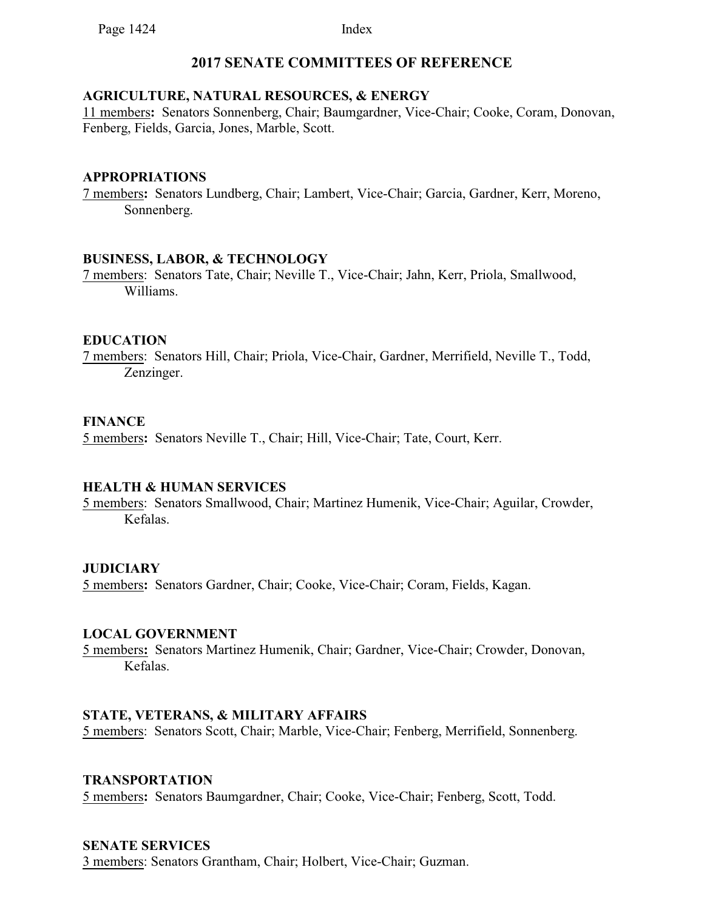## 2017 SENATE COMMITTEES OF REFERENCE

**AGRICULTURE, NATURAL RESOURCES, & ENERGY**
11 members**:** Senators Sonnenberg, Chair; Baumgardner, Vice-Chair; Cooke, Coram, Donovan, Fenberg, Fields, Garcia, Jones, Marble, Scott.

**APPROPRIATIONS**
7 members**:** Senators Lundberg, Chair; Lambert, Vice-Chair; Garcia, Gardner, Kerr, Moreno, Sonnenberg.

**BUSINESS, LABOR, & TECHNOLOGY**
7 members: Senators Tate, Chair; Neville T., Vice-Chair; Jahn, Kerr, Priola, Smallwood, Williams.

**EDUCATION**
7 members: Senators Hill, Chair; Priola, Vice-Chair, Gardner, Merrifield, Neville T., Todd, Zenzinger.

**FINANCE**
5 members**:** Senators Neville T., Chair; Hill, Vice-Chair; Tate, Court, Kerr.

**HEALTH & HUMAN SERVICES**
5 members: Senators Smallwood, Chair; Martinez Humenik, Vice-Chair; Aguilar, Crowder, Kefalas.

**JUDICIARY**
5 members**:** Senators Gardner, Chair; Cooke, Vice-Chair; Coram, Fields, Kagan.

**LOCAL GOVERNMENT**
5 members**:** Senators Martinez Humenik, Chair; Gardner, Vice-Chair; Crowder, Donovan, Kefalas.

**STATE, VETERANS, & MILITARY AFFAIRS**
5 members: Senators Scott, Chair; Marble, Vice-Chair; Fenberg, Merrifield, Sonnenberg.

**TRANSPORTATION**
5 members**:** Senators Baumgardner, Chair; Cooke, Vice-Chair; Fenberg, Scott, Todd.

**SENATE SERVICES**
3 members: Senators Grantham, Chair; Holbert, Vice-Chair; Guzman.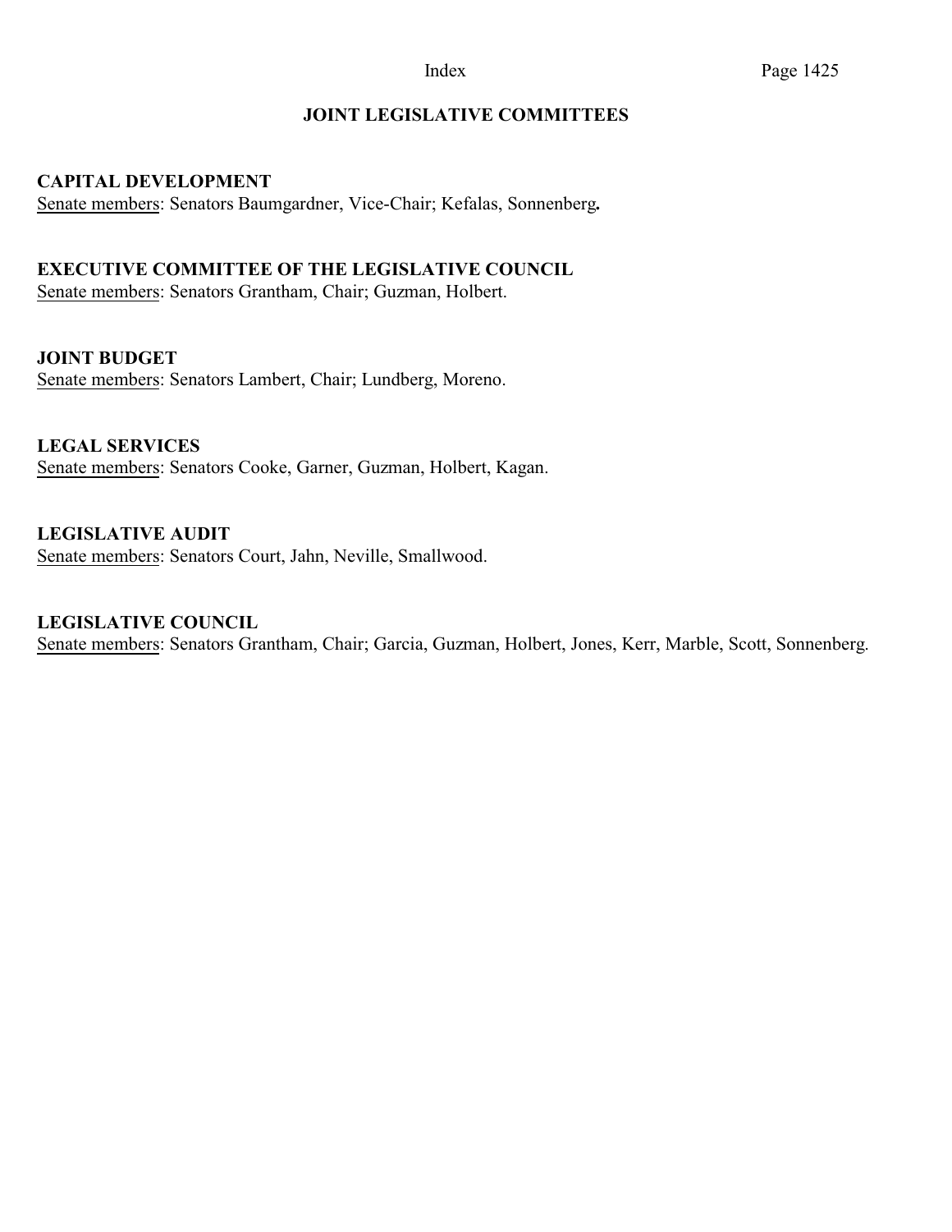## JOINT LEGISLATIVE COMMITTEES

**CAPITAL DEVELOPMENT**
Senate members: Senators Baumgardner, Vice-Chair; Kefalas, Sonnenberg.

**EXECUTIVE COMMITTEE OF THE LEGISLATIVE COUNCIL**
Senate members: Senators Grantham, Chair; Guzman, Holbert.

**JOINT BUDGET**
Senate members: Senators Lambert, Chair; Lundberg, Moreno.

**LEGAL SERVICES**
Senate members: Senators Cooke, Garner, Guzman, Holbert, Kagan.

**LEGISLATIVE AUDIT**
Senate members: Senators Court, Jahn, Neville, Smallwood.

**LEGISLATIVE COUNCIL**
Senate members: Senators Grantham, Chair; Garcia, Guzman, Holbert, Jones, Kerr, Marble, Scott, Sonnenberg.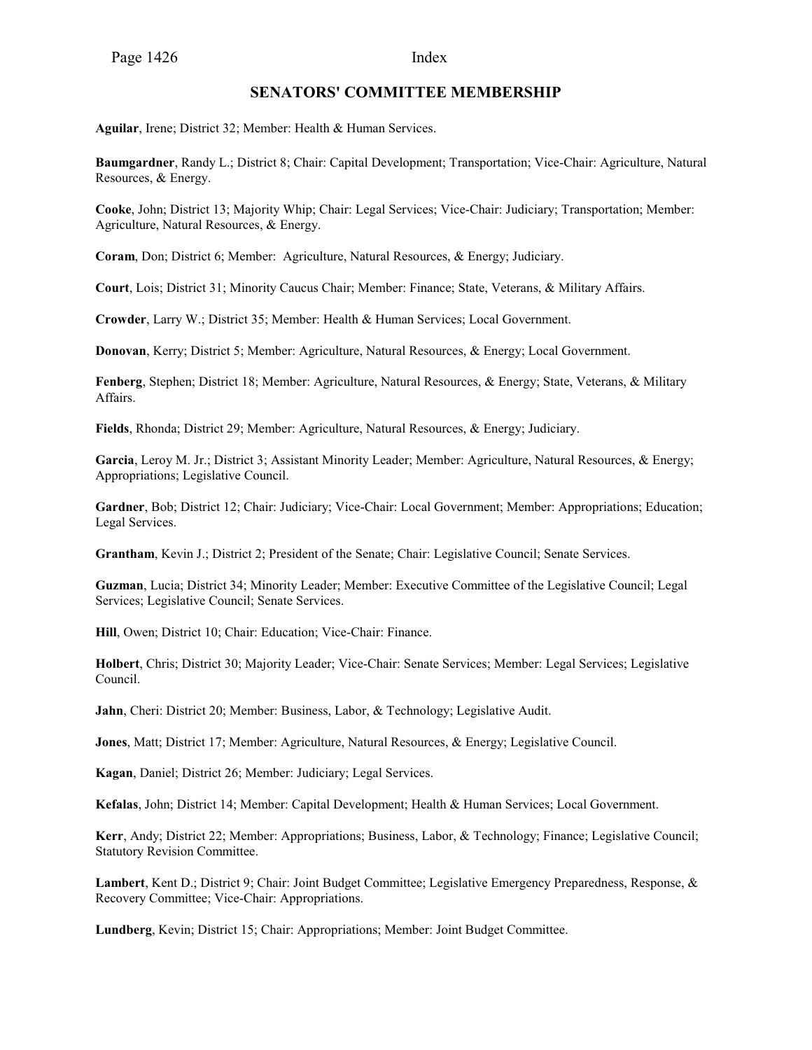## SENATORS' COMMITTEE MEMBERSHIP

**Aguilar**, Irene; District 32; Member: Health & Human Services.

**Baumgardner**, Randy L.; District 8; Chair: Capital Development; Transportation; Vice-Chair: Agriculture, Natural Resources, & Energy.

**Cooke**, John; District 13; Majority Whip; Chair: Legal Services; Vice-Chair: Judiciary; Transportation; Member: Agriculture, Natural Resources, & Energy.

**Coram**, Don; District 6; Member: Agriculture, Natural Resources, & Energy; Judiciary.

**Court**, Lois; District 31; Minority Caucus Chair; Member: Finance; State, Veterans, & Military Affairs.

**Crowder**, Larry W.; District 35; Member: Health & Human Services; Local Government.

**Donovan**, Kerry; District 5; Member: Agriculture, Natural Resources, & Energy; Local Government.

**Fenberg**, Stephen; District 18; Member: Agriculture, Natural Resources, & Energy; State, Veterans, & Military Affairs.

**Fields**, Rhonda; District 29; Member: Agriculture, Natural Resources, & Energy; Judiciary.

**Garcia**, Leroy M. Jr.; District 3; Assistant Minority Leader; Member: Agriculture, Natural Resources, & Energy; Appropriations; Legislative Council.

**Gardner**, Bob; District 12; Chair: Judiciary; Vice-Chair: Local Government; Member: Appropriations; Education; Legal Services.

**Grantham**, Kevin J.; District 2; President of the Senate; Chair: Legislative Council; Senate Services.

**Guzman**, Lucia; District 34; Minority Leader; Member: Executive Committee of the Legislative Council; Legal Services; Legislative Council; Senate Services.

**Hill**, Owen; District 10; Chair: Education; Vice-Chair: Finance.

**Holbert**, Chris; District 30; Majority Leader; Vice-Chair: Senate Services; Member: Legal Services; Legislative Council.

**Jahn**, Cheri: District 20; Member: Business, Labor, & Technology; Legislative Audit.

**Jones**, Matt; District 17; Member: Agriculture, Natural Resources, & Energy; Legislative Council.

**Kagan**, Daniel; District 26; Member: Judiciary; Legal Services.

**Kefalas**, John; District 14; Member: Capital Development; Health & Human Services; Local Government.

**Kerr**, Andy; District 22; Member: Appropriations; Business, Labor, & Technology; Finance; Legislative Council; Statutory Revision Committee.

**Lambert**, Kent D.; District 9; Chair: Joint Budget Committee; Legislative Emergency Preparedness, Response, & Recovery Committee; Vice-Chair: Appropriations.

**Lundberg**, Kevin; District 15; Chair: Appropriations; Member: Joint Budget Committee.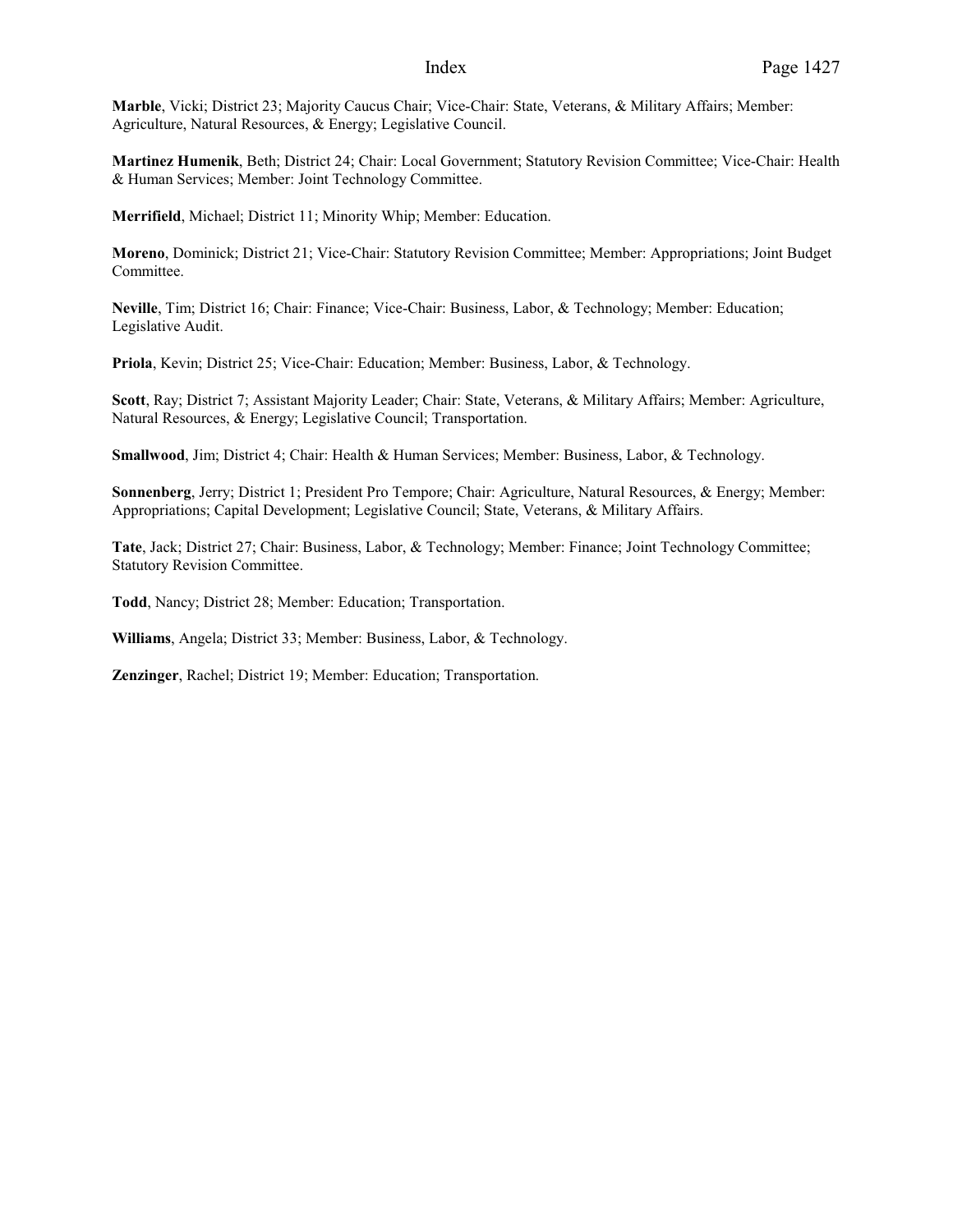**Marble**, Vicki; District 23; Majority Caucus Chair; Vice-Chair: State, Veterans, & Military Affairs; Member: Agriculture, Natural Resources, & Energy; Legislative Council.

**Martinez Humenik**, Beth; District 24; Chair: Local Government; Statutory Revision Committee; Vice-Chair: Health & Human Services; Member: Joint Technology Committee.

**Merrifield**, Michael; District 11; Minority Whip; Member: Education.

**Moreno**, Dominick; District 21; Vice-Chair: Statutory Revision Committee; Member: Appropriations; Joint Budget Committee.

**Neville**, Tim; District 16; Chair: Finance; Vice-Chair: Business, Labor, & Technology; Member: Education; Legislative Audit.

**Priola**, Kevin; District 25; Vice-Chair: Education; Member: Business, Labor, & Technology.

**Scott**, Ray; District 7; Assistant Majority Leader; Chair: State, Veterans, & Military Affairs; Member: Agriculture, Natural Resources, & Energy; Legislative Council; Transportation.

**Smallwood**, Jim; District 4; Chair: Health & Human Services; Member: Business, Labor, & Technology.

**Sonnenberg**, Jerry; District 1; President Pro Tempore; Chair: Agriculture, Natural Resources, & Energy; Member: Appropriations; Capital Development; Legislative Council; State, Veterans, & Military Affairs.

**Tate**, Jack; District 27; Chair: Business, Labor, & Technology; Member: Finance; Joint Technology Committee; Statutory Revision Committee.

**Todd**, Nancy; District 28; Member: Education; Transportation.

**Williams**, Angela; District 33; Member: Business, Labor, & Technology.

**Zenzinger**, Rachel; District 19; Member: Education; Transportation.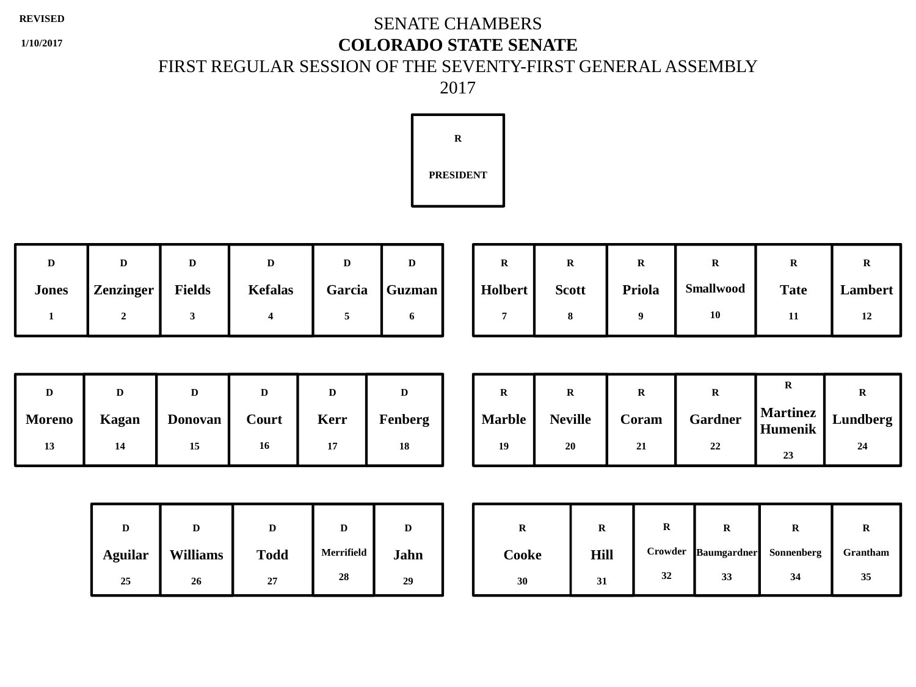REVISED

1/10/2017

# SENATE CHAMBERS

## COLORADO STATE SENATE

FIRST REGULAR SESSION OF THE SEVENTY-FIRST GENERAL ASSEMBLY

2017

R

PRESIDENT

| | | | | | | | | | | | |
|---|---|---|---|---|---|---|---|---|---|---|---|
| D<br>**Jones**<br>1 | D<br>**Zenzinger**<br>2 | D<br>**Fields**<br>3 | D<br>**Kefalas**<br>4 | D<br>**Garcia**<br>5 | D<br>**Guzman**<br>6 | R<br>**Holbert**<br>7 | R<br>**Scott**<br>8 | R<br>**Priola**<br>9 | R<br>**Smallwood**<br>10 | R<br>**Tate**<br>11 | R<br>**Lambert**<br>12 |
| D<br>**Moreno**<br>13 | D<br>**Kagan**<br>14 | D<br>**Donovan**<br>15 | D<br>**Court**<br>16 | D<br>**Kerr**<br>17 | D<br>**Fenberg**<br>18 | R<br>**Marble**<br>19 | R<br>**Neville**<br>20 | R<br>**Coram**<br>21 | R<br>**Gardner**<br>22 | R<br>**Martinez Humenik**<br>23 | R<br>**Lundberg**<br>24 |
| | D<br>**Aguilar**<br>25 | D<br>**Williams**<br>26 | D<br>**Todd**<br>27 | D<br>**Merrifield**<br>28 | D<br>**Jahn**<br>29 | R<br>**Cooke**<br>30 | R<br>**Hill**<br>31 | R<br>**Crowder**<br>32 | R<br>**Baumgardner**<br>33 | R<br>**Sonnenberg**<br>34 | R<br>**Grantham**<br>35 |